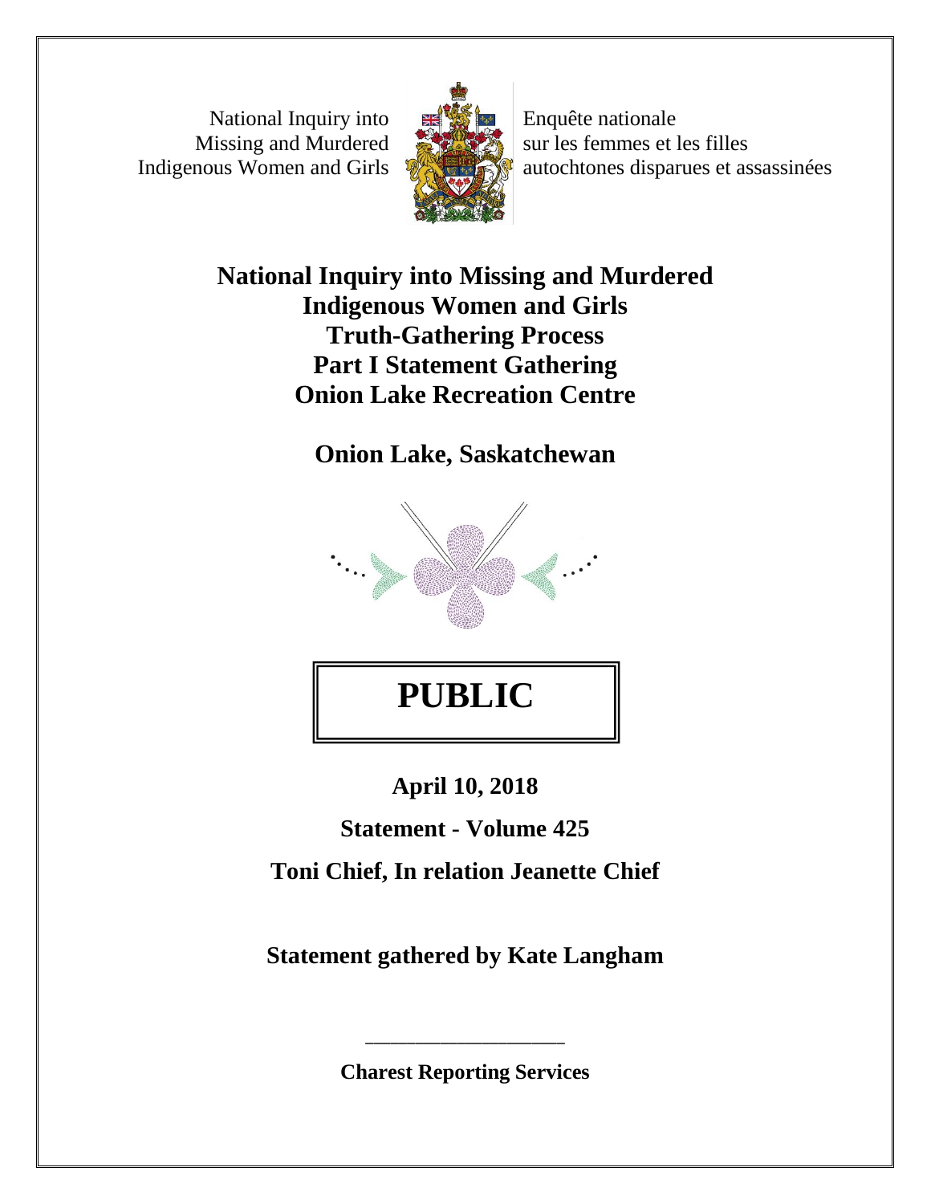National Inquiry into Missing and Murdered Indigenous Women and Girls

Enquête nationale sur les femmes et les filles autochtones disparues et assassinées

# National Inquiry into Missing and Murdered Indigenous Women and Girls Truth-Gathering Process Part I Statement Gathering Onion Lake Recreation Centre

## Onion Lake, Saskatchewan

# PUBLIC

**April 10, 2018**

**Statement - Volume 425**

**Toni Chief, In relation Jeanette Chief**

**Statement gathered by Kate Langham**

---

**Charest Reporting Services**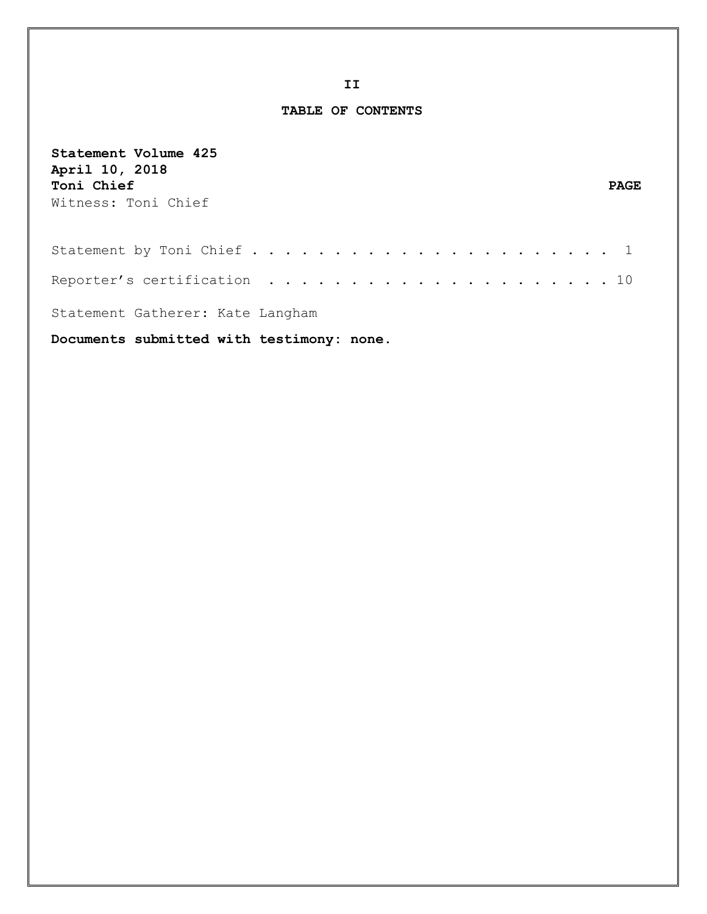# TABLE OF CONTENTS

**Statement Volume 425**
**April 10, 2018**
**Toni Chief** **PAGE**
Witness: Toni Chief

Statement by Toni Chief . . . . . . . . . . . . . . . . . . . . . . . 1

Reporter's certification . . . . . . . . . . . . . . . . . . . . . . 10

Statement Gatherer: Kate Langham

**Documents submitted with testimony: none.**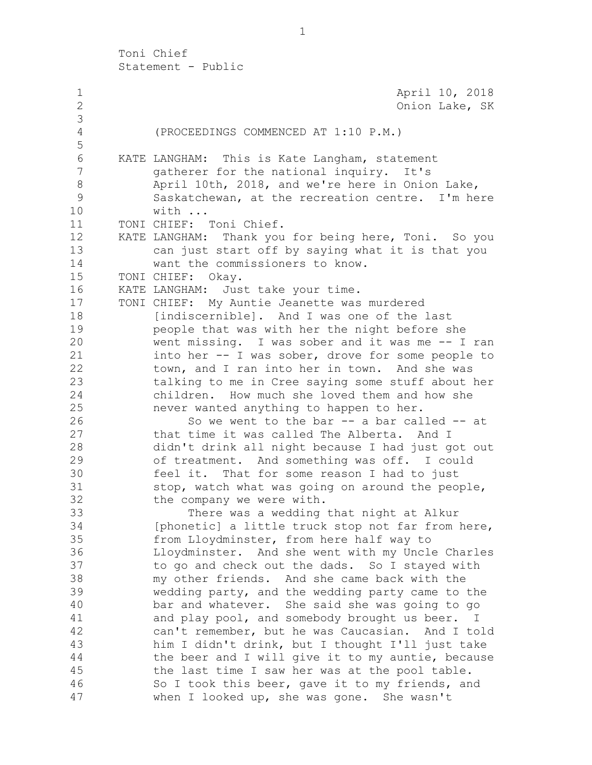Toni Chief
Statement - Public

April 10, 2018
Onion Lake, SK

(PROCEEDINGS COMMENCED AT 1:10 P.M.)

KATE LANGHAM: This is Kate Langham, statement gatherer for the national inquiry. It's April 10th, 2018, and we're here in Onion Lake, Saskatchewan, at the recreation centre. I'm here with ...

TONI CHIEF: Toni Chief.

KATE LANGHAM: Thank you for being here, Toni. So you can just start off by saying what it is that you want the commissioners to know.

TONI CHIEF: Okay.

KATE LANGHAM: Just take your time.

TONI CHIEF: My Auntie Jeanette was murdered [indiscernible]. And I was one of the last people that was with her the night before she went missing. I was sober and it was me -- I ran into her -- I was sober, drove for some people to town, and I ran into her in town. And she was talking to me in Cree saying some stuff about her children. How much she loved them and how she never wanted anything to happen to her.

So we went to the bar -- a bar called -- at that time it was called The Alberta. And I didn't drink all night because I had just got out of treatment. And something was off. I could feel it. That for some reason I had to just stop, watch what was going on around the people, the company we were with.

There was a wedding that night at Alkur [phonetic] a little truck stop not far from here, from Lloydminster, from here half way to Lloydminster. And she went with my Uncle Charles to go and check out the dads. So I stayed with my other friends. And she came back with the wedding party, and the wedding party came to the bar and whatever. She said she was going to go and play pool, and somebody brought us beer. I can't remember, but he was Caucasian. And I told him I didn't drink, but I thought I'll just take the beer and I will give it to my auntie, because the last time I saw her was at the pool table. So I took this beer, gave it to my friends, and when I looked up, she was gone. She wasn't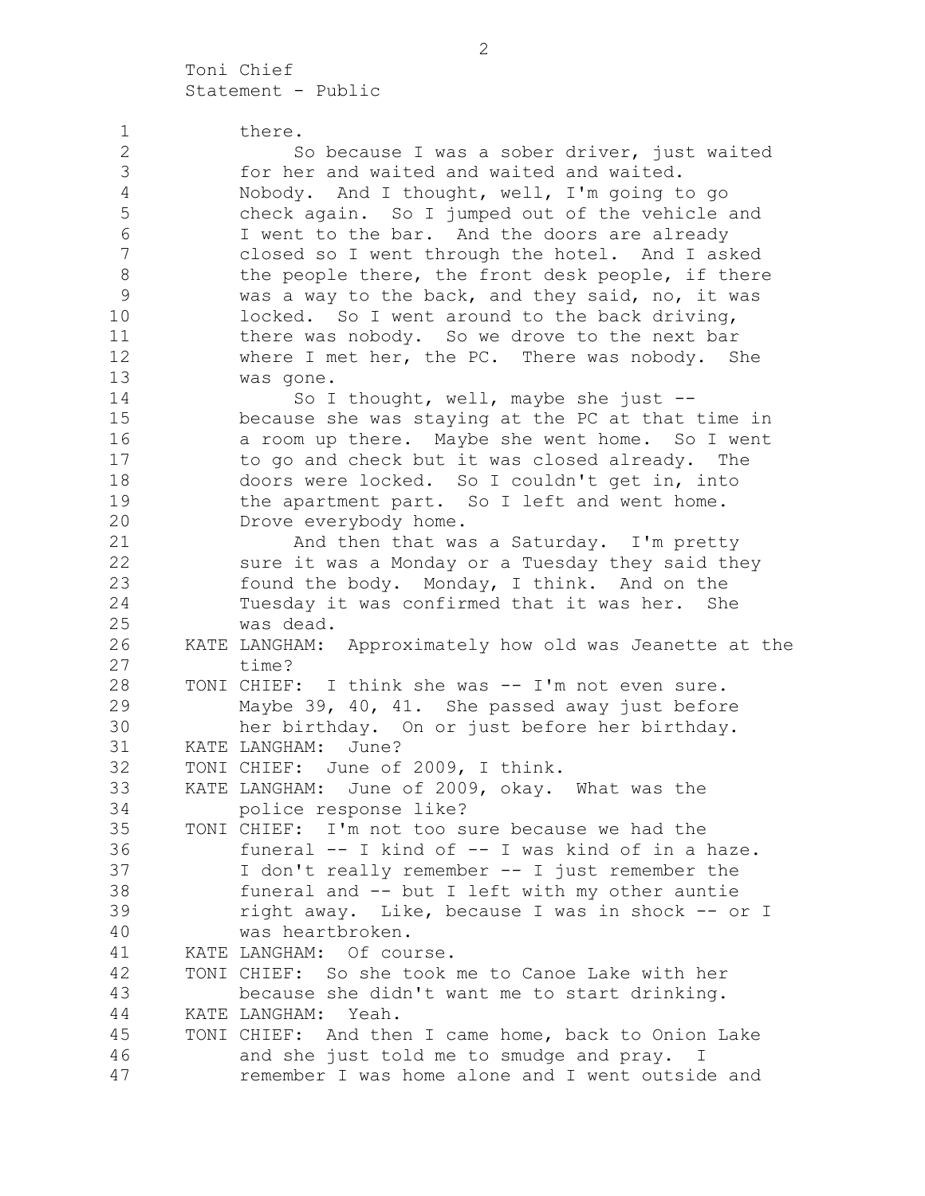there.

So because I was a sober driver, just waited for her and waited and waited and waited. Nobody. And I thought, well, I'm going to go check again. So I jumped out of the vehicle and I went to the bar. And the doors are already closed so I went through the hotel. And I asked the people there, the front desk people, if there was a way to the back, and they said, no, it was locked. So I went around to the back driving, there was nobody. So we drove to the next bar where I met her, the PC. There was nobody. She was gone.

So I thought, well, maybe she just -- because she was staying at the PC at that time in a room up there. Maybe she went home. So I went to go and check but it was closed already. The doors were locked. So I couldn't get in, into the apartment part. So I left and went home. Drove everybody home.

And then that was a Saturday. I'm pretty sure it was a Monday or a Tuesday they said they found the body. Monday, I think. And on the Tuesday it was confirmed that it was her. She was dead.

KATE LANGHAM: Approximately how old was Jeanette at the time?

TONI CHIEF: I think she was -- I'm not even sure. Maybe 39, 40, 41. She passed away just before her birthday. On or just before her birthday.

KATE LANGHAM: June?

TONI CHIEF: June of 2009, I think.

KATE LANGHAM: June of 2009, okay. What was the police response like?

TONI CHIEF: I'm not too sure because we had the funeral -- I kind of -- I was kind of in a haze. I don't really remember -- I just remember the funeral and -- but I left with my other auntie right away. Like, because I was in shock -- or I was heartbroken.

KATE LANGHAM: Of course.

TONI CHIEF: So she took me to Canoe Lake with her because she didn't want me to start drinking.

KATE LANGHAM: Yeah.

TONI CHIEF: And then I came home, back to Onion Lake and she just told me to smudge and pray. I remember I was home alone and I went outside and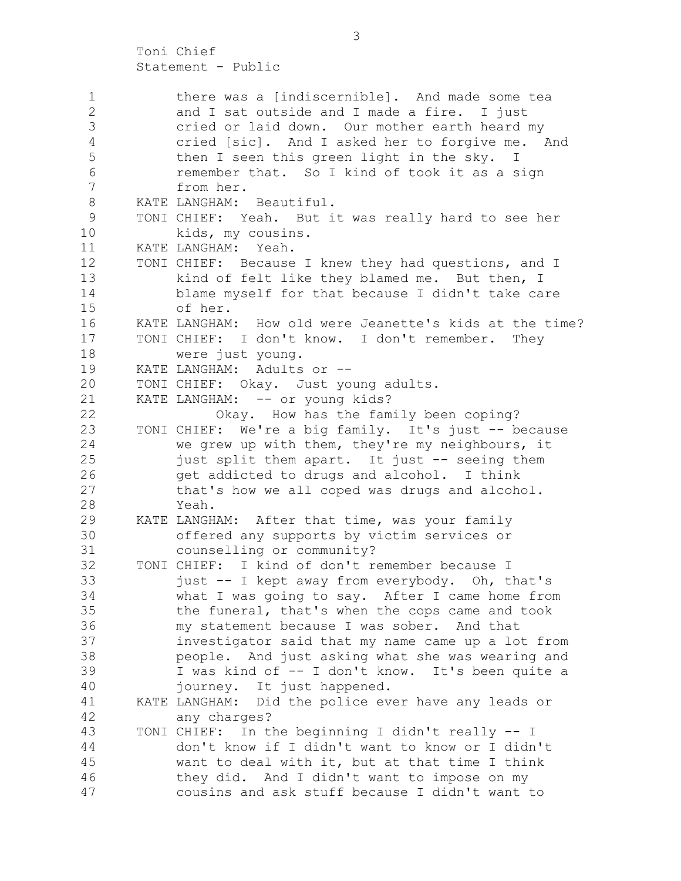there was a [indiscernible]. And made some tea and I sat outside and I made a fire. I just cried or laid down. Our mother earth heard my cried [sic]. And I asked her to forgive me. And then I seen this green light in the sky. I remember that. So I kind of took it as a sign from her.

KATE LANGHAM: Beautiful.

TONI CHIEF: Yeah. But it was really hard to see her kids, my cousins.

KATE LANGHAM: Yeah.

TONI CHIEF: Because I knew they had questions, and I kind of felt like they blamed me. But then, I blame myself for that because I didn't take care of her.

KATE LANGHAM: How old were Jeanette's kids at the time?

TONI CHIEF: I don't know. I don't remember. They were just young.

KATE LANGHAM: Adults or --

TONI CHIEF: Okay. Just young adults.

KATE LANGHAM: -- or young kids?

Okay. How has the family been coping?

TONI CHIEF: We're a big family. It's just -- because we grew up with them, they're my neighbours, it just split them apart. It just -- seeing them get addicted to drugs and alcohol. I think that's how we all coped was drugs and alcohol. Yeah.

KATE LANGHAM: After that time, was your family offered any supports by victim services or counselling or community?

TONI CHIEF: I kind of don't remember because I just -- I kept away from everybody. Oh, that's what I was going to say. After I came home from the funeral, that's when the cops came and took my statement because I was sober. And that investigator said that my name came up a lot from people. And just asking what she was wearing and I was kind of -- I don't know. It's been quite a journey. It just happened.

KATE LANGHAM: Did the police ever have any leads or any charges?

TONI CHIEF: In the beginning I didn't really -- I don't know if I didn't want to know or I didn't want to deal with it, but at that time I think they did. And I didn't want to impose on my cousins and ask stuff because I didn't want to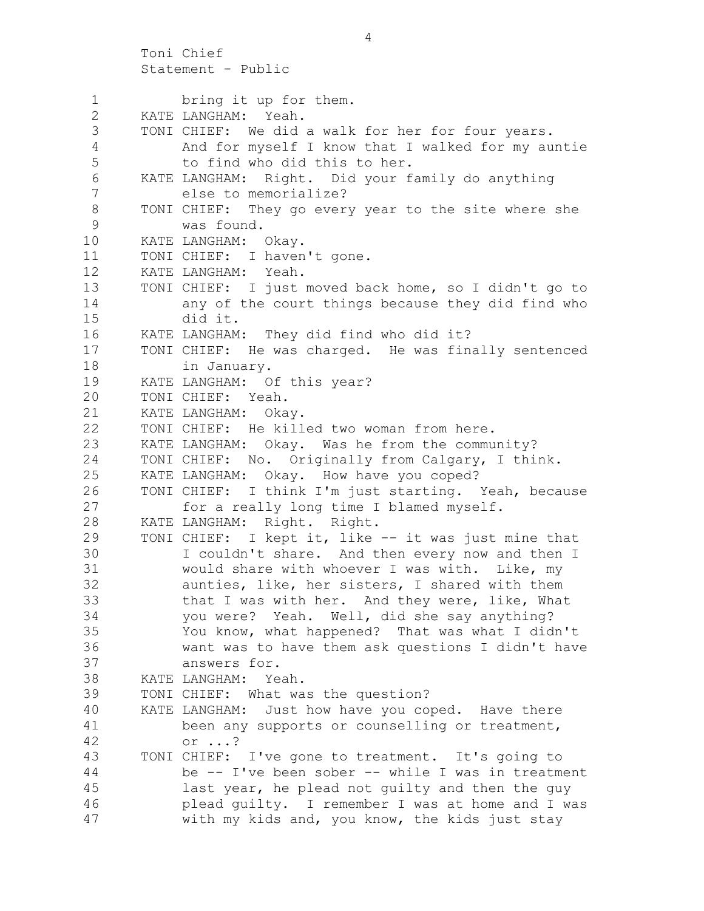Toni Chief
Statement - Public

bring it up for them.

KATE LANGHAM: Yeah.

TONI CHIEF: We did a walk for her for four years. And for myself I know that I walked for my auntie to find who did this to her.

KATE LANGHAM: Right. Did your family do anything else to memorialize?

TONI CHIEF: They go every year to the site where she was found.

KATE LANGHAM: Okay.

TONI CHIEF: I haven't gone.

KATE LANGHAM: Yeah.

TONI CHIEF: I just moved back home, so I didn't go to any of the court things because they did find who did it.

KATE LANGHAM: They did find who did it?

TONI CHIEF: He was charged. He was finally sentenced in January.

KATE LANGHAM: Of this year?

TONI CHIEF: Yeah.

KATE LANGHAM: Okay.

TONI CHIEF: He killed two woman from here.

KATE LANGHAM: Okay. Was he from the community?

TONI CHIEF: No. Originally from Calgary, I think.

KATE LANGHAM: Okay. How have you coped?

TONI CHIEF: I think I'm just starting. Yeah, because for a really long time I blamed myself.

KATE LANGHAM: Right. Right.

TONI CHIEF: I kept it, like -- it was just mine that I couldn't share. And then every now and then I would share with whoever I was with. Like, my aunties, like, her sisters, I shared with them that I was with her. And they were, like, What you were? Yeah. Well, did she say anything? You know, what happened? That was what I didn't want was to have them ask questions I didn't have answers for.

KATE LANGHAM: Yeah.

TONI CHIEF: What was the question?

KATE LANGHAM: Just how have you coped. Have there been any supports or counselling or treatment, or ...?

TONI CHIEF: I've gone to treatment. It's going to be -- I've been sober -- while I was in treatment last year, he plead not guilty and then the guy plead guilty. I remember I was at home and I was with my kids and, you know, the kids just stay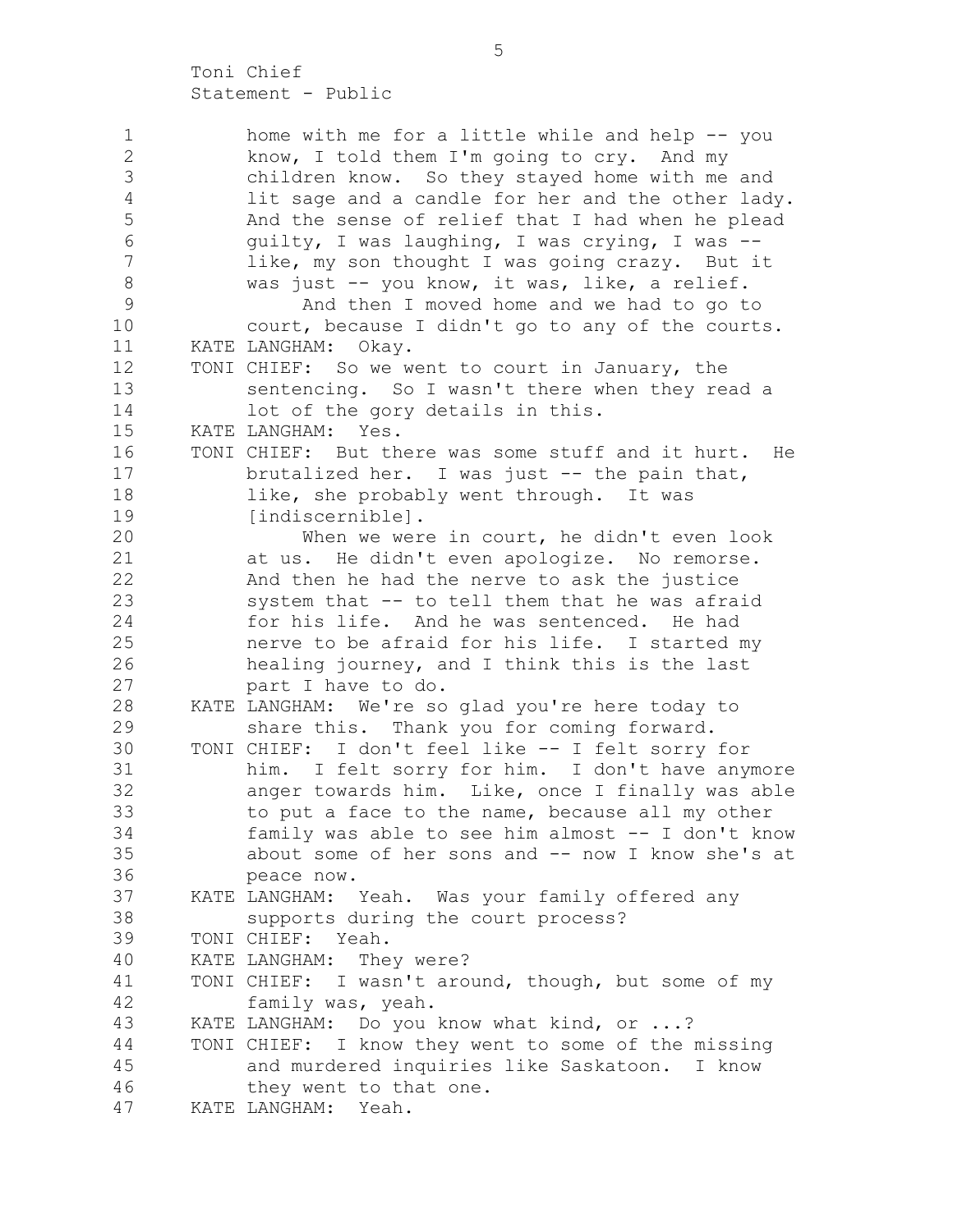home with me for a little while and help -- you know, I told them I'm going to cry. And my children know. So they stayed home with me and lit sage and a candle for her and the other lady. And the sense of relief that I had when he plead guilty, I was laughing, I was crying, I was -- like, my son thought I was going crazy. But it was just -- you know, it was, like, a relief.

And then I moved home and we had to go to court, because I didn't go to any of the courts.

KATE LANGHAM: Okay.

TONI CHIEF: So we went to court in January, the sentencing. So I wasn't there when they read a lot of the gory details in this.

KATE LANGHAM: Yes.

TONI CHIEF: But there was some stuff and it hurt. He brutalized her. I was just -- the pain that, like, she probably went through. It was [indiscernible].

When we were in court, he didn't even look at us. He didn't even apologize. No remorse. And then he had the nerve to ask the justice system that -- to tell them that he was afraid for his life. And he was sentenced. He had nerve to be afraid for his life. I started my healing journey, and I think this is the last part I have to do.

KATE LANGHAM: We're so glad you're here today to share this. Thank you for coming forward.

TONI CHIEF: I don't feel like -- I felt sorry for him. I felt sorry for him. I don't have anymore anger towards him. Like, once I finally was able to put a face to the name, because all my other family was able to see him almost -- I don't know about some of her sons and -- now I know she's at peace now.

KATE LANGHAM: Yeah. Was your family offered any supports during the court process?

TONI CHIEF: Yeah.

KATE LANGHAM: They were?

TONI CHIEF: I wasn't around, though, but some of my family was, yeah.

KATE LANGHAM: Do you know what kind, or ...?

TONI CHIEF: I know they went to some of the missing and murdered inquiries like Saskatoon. I know they went to that one.

KATE LANGHAM: Yeah.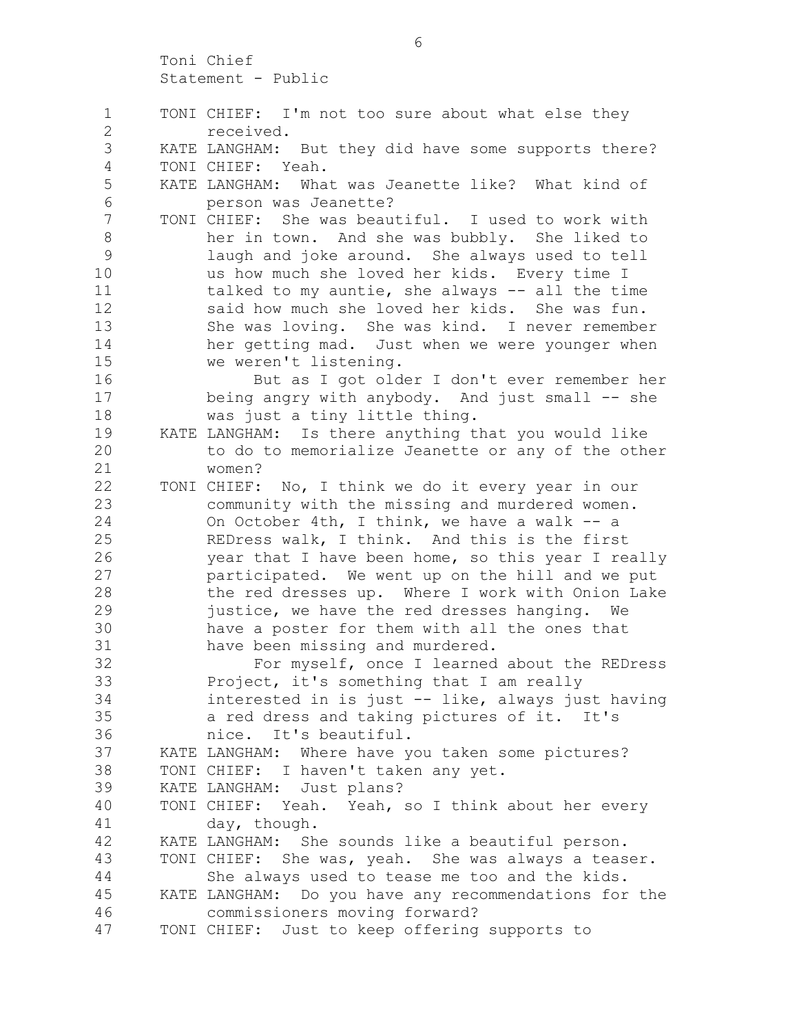TONI CHIEF: I'm not too sure about what else they received.

KATE LANGHAM: But they did have some supports there?

TONI CHIEF: Yeah.

KATE LANGHAM: What was Jeanette like? What kind of person was Jeanette?

TONI CHIEF: She was beautiful. I used to work with her in town. And she was bubbly. She liked to laugh and joke around. She always used to tell us how much she loved her kids. Every time I talked to my auntie, she always -- all the time said how much she loved her kids. She was fun. She was loving. She was kind. I never remember her getting mad. Just when we were younger when we weren't listening.

But as I got older I don't ever remember her being angry with anybody. And just small -- she was just a tiny little thing.

KATE LANGHAM: Is there anything that you would like to do to memorialize Jeanette or any of the other women?

TONI CHIEF: No, I think we do it every year in our community with the missing and murdered women. On October 4th, I think, we have a walk -- a REDress walk, I think. And this is the first year that I have been home, so this year I really participated. We went up on the hill and we put the red dresses up. Where I work with Onion Lake justice, we have the red dresses hanging. We have a poster for them with all the ones that have been missing and murdered.

For myself, once I learned about the REDress Project, it's something that I am really interested in is just -- like, always just having a red dress and taking pictures of it. It's nice. It's beautiful.

KATE LANGHAM: Where have you taken some pictures?

TONI CHIEF: I haven't taken any yet.

KATE LANGHAM: Just plans?

TONI CHIEF: Yeah. Yeah, so I think about her every day, though.

KATE LANGHAM: She sounds like a beautiful person.

TONI CHIEF: She was, yeah. She was always a teaser. She always used to tease me too and the kids.

KATE LANGHAM: Do you have any recommendations for the commissioners moving forward?

TONI CHIEF: Just to keep offering supports to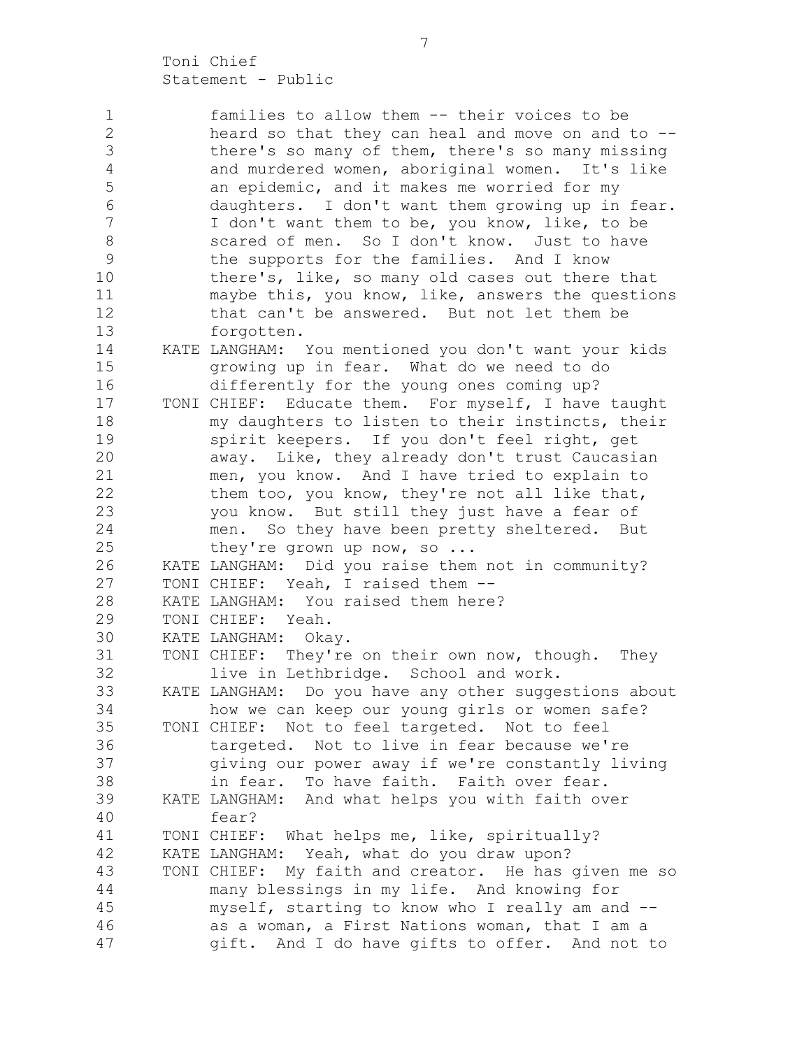families to allow them -- their voices to be heard so that they can heal and move on and to -- there's so many of them, there's so many missing and murdered women, aboriginal women. It's like an epidemic, and it makes me worried for my daughters. I don't want them growing up in fear. I don't want them to be, you know, like, to be scared of men. So I don't know. Just to have the supports for the families. And I know there's, like, so many old cases out there that maybe this, you know, like, answers the questions that can't be answered. But not let them be forgotten.

KATE LANGHAM: You mentioned you don't want your kids growing up in fear. What do we need to do differently for the young ones coming up?

TONI CHIEF: Educate them. For myself, I have taught my daughters to listen to their instincts, their spirit keepers. If you don't feel right, get away. Like, they already don't trust Caucasian men, you know. And I have tried to explain to them too, you know, they're not all like that, you know. But still they just have a fear of men. So they have been pretty sheltered. But they're grown up now, so ...

KATE LANGHAM: Did you raise them not in community?

TONI CHIEF: Yeah, I raised them --

KATE LANGHAM: You raised them here?

TONI CHIEF: Yeah.

KATE LANGHAM: Okay.

TONI CHIEF: They're on their own now, though. They live in Lethbridge. School and work.

KATE LANGHAM: Do you have any other suggestions about how we can keep our young girls or women safe?

TONI CHIEF: Not to feel targeted. Not to feel targeted. Not to live in fear because we're giving our power away if we're constantly living in fear. To have faith. Faith over fear.

KATE LANGHAM: And what helps you with faith over fear?

TONI CHIEF: What helps me, like, spiritually?

KATE LANGHAM: Yeah, what do you draw upon?

TONI CHIEF: My faith and creator. He has given me so many blessings in my life. And knowing for myself, starting to know who I really am and -- as a woman, a First Nations woman, that I am a gift. And I do have gifts to offer. And not to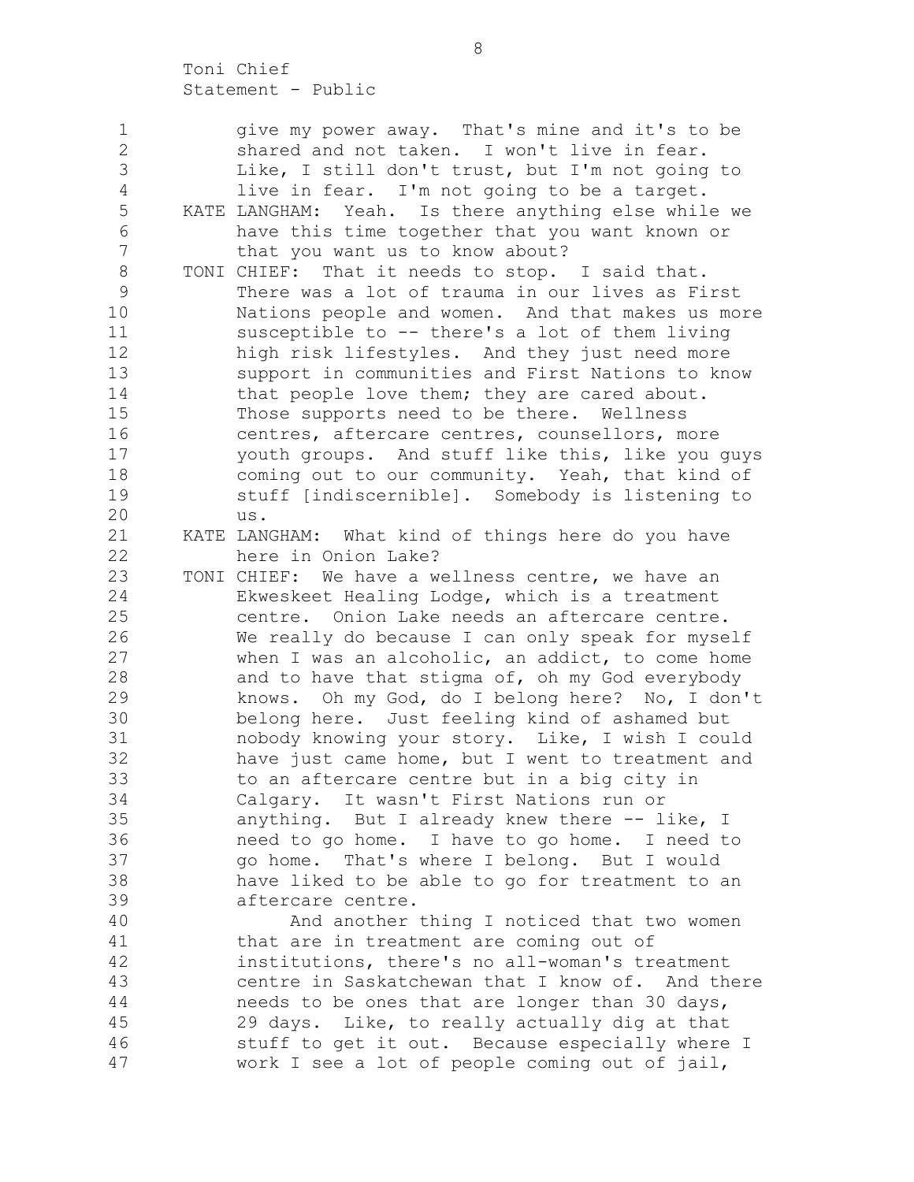give my power away. That's mine and it's to be shared and not taken. I won't live in fear. Like, I still don't trust, but I'm not going to live in fear. I'm not going to be a target.

KATE LANGHAM: Yeah. Is there anything else while we have this time together that you want known or that you want us to know about?

TONI CHIEF: That it needs to stop. I said that. There was a lot of trauma in our lives as First Nations people and women. And that makes us more susceptible to -- there's a lot of them living high risk lifestyles. And they just need more support in communities and First Nations to know that people love them; they are cared about. Those supports need to be there. Wellness centres, aftercare centres, counsellors, more youth groups. And stuff like this, like you guys coming out to our community. Yeah, that kind of stuff [indiscernible]. Somebody is listening to us.

KATE LANGHAM: What kind of things here do you have here in Onion Lake?

TONI CHIEF: We have a wellness centre, we have an Ekweskeet Healing Lodge, which is a treatment centre. Onion Lake needs an aftercare centre. We really do because I can only speak for myself when I was an alcoholic, an addict, to come home and to have that stigma of, oh my God everybody knows. Oh my God, do I belong here? No, I don't belong here. Just feeling kind of ashamed but nobody knowing your story. Like, I wish I could have just came home, but I went to treatment and to an aftercare centre but in a big city in Calgary. It wasn't First Nations run or anything. But I already knew there -- like, I need to go home. I have to go home. I need to go home. That's where I belong. But I would have liked to be able to go for treatment to an aftercare centre.

And another thing I noticed that two women that are in treatment are coming out of institutions, there's no all-woman's treatment centre in Saskatchewan that I know of. And there needs to be ones that are longer than 30 days, 29 days. Like, to really actually dig at that stuff to get it out. Because especially where I work I see a lot of people coming out of jail,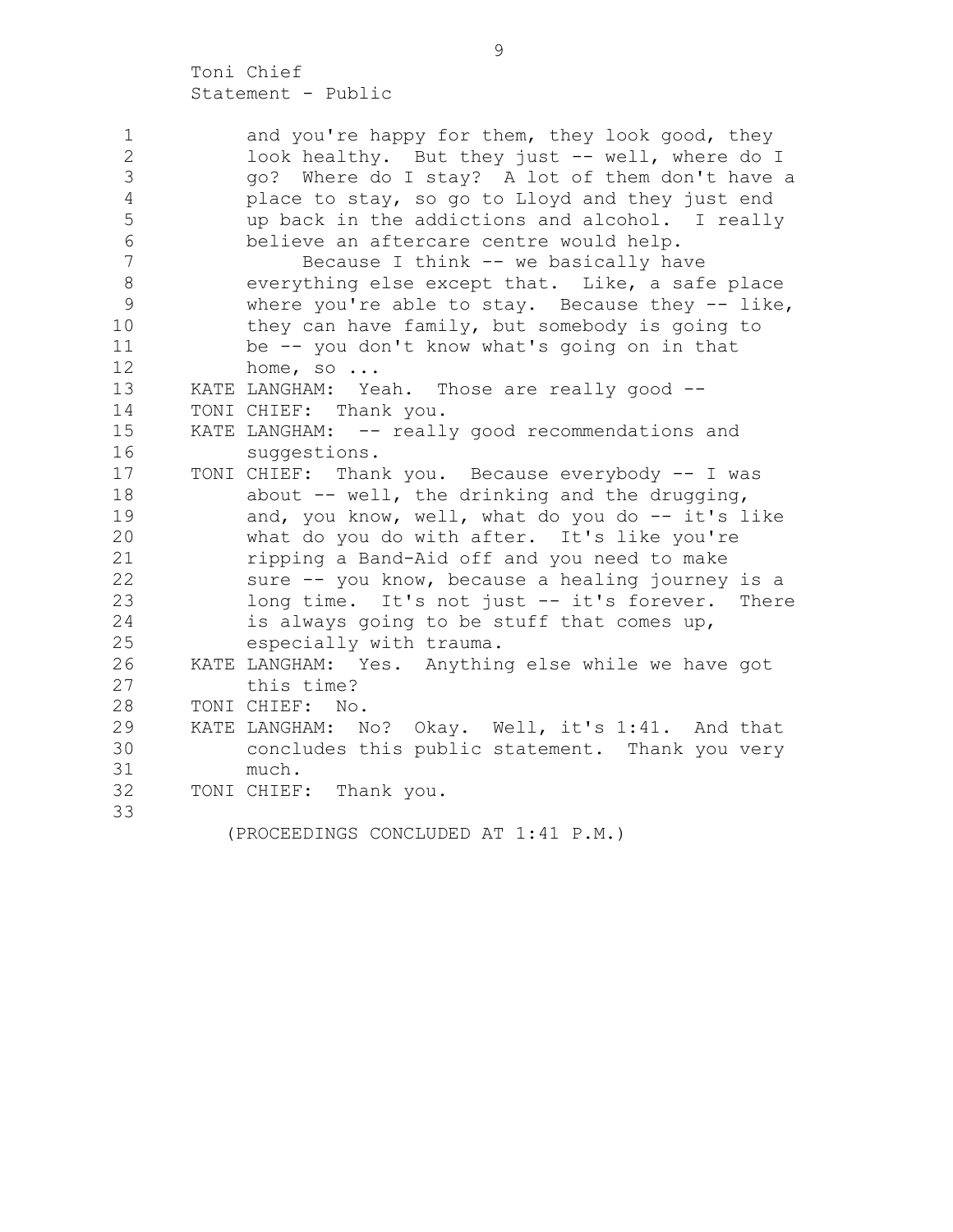and you're happy for them, they look good, they look healthy. But they just -- well, where do I go? Where do I stay? A lot of them don't have a place to stay, so go to Lloyd and they just end up back in the addictions and alcohol. I really believe an aftercare centre would help.

Because I think -- we basically have everything else except that. Like, a safe place where you're able to stay. Because they -- like, they can have family, but somebody is going to be -- you don't know what's going on in that home, so ...

KATE LANGHAM: Yeah. Those are really good --

TONI CHIEF: Thank you.

KATE LANGHAM: -- really good recommendations and suggestions.

TONI CHIEF: Thank you. Because everybody -- I was about -- well, the drinking and the drugging, and, you know, well, what do you do -- it's like what do you do with after. It's like you're ripping a Band-Aid off and you need to make sure -- you know, because a healing journey is a long time. It's not just -- it's forever. There is always going to be stuff that comes up, especially with trauma.

KATE LANGHAM: Yes. Anything else while we have got this time?

TONI CHIEF: No.

KATE LANGHAM: No? Okay. Well, it's 1:41. And that concludes this public statement. Thank you very much.

TONI CHIEF: Thank you.

(PROCEEDINGS CONCLUDED AT 1:41 P.M.)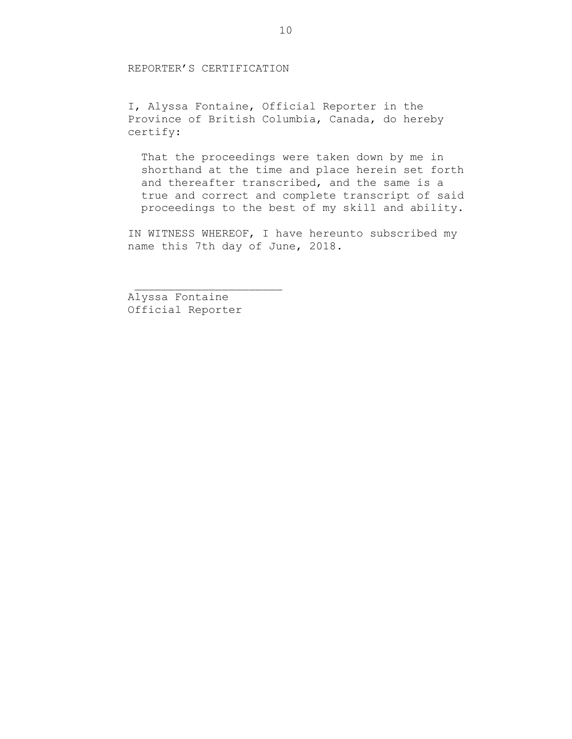## REPORTER'S CERTIFICATION

I, Alyssa Fontaine, Official Reporter in the Province of British Columbia, Canada, do hereby certify:

> That the proceedings were taken down by me in shorthand at the time and place herein set forth and thereafter transcribed, and the same is a true and correct and complete transcript of said proceedings to the best of my skill and ability.

IN WITNESS WHEREOF, I have hereunto subscribed my name this 7th day of June, 2018.

______________________

Alyssa Fontaine
Official Reporter